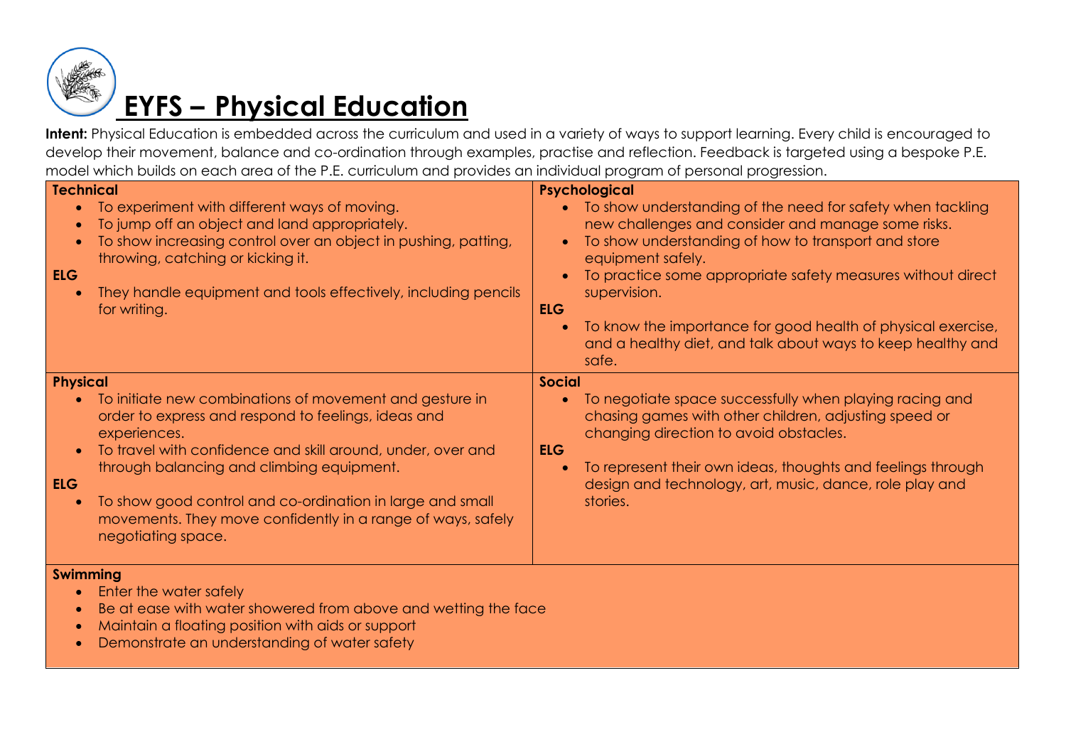# EYFS – Physical Education

**Intent:** Physical Education is embedded across the curriculum and used in a variety of ways to support learning. Every child is encouraged to develop their movement, balance and co-ordination through examples, practise and reflection. Feedback is targeted using a bespoke P.E. model which builds on each area of the P.E. curriculum and provides an individual program of personal progression.

**Technical**
- To experiment with different ways of moving.
- To jump off an object and land appropriately.
- To show increasing control over an object in pushing, patting, throwing, catching or kicking it.

**ELG**
- They handle equipment and tools effectively, including pencils for writing.

**Psychological**
- To show understanding of the need for safety when tackling new challenges and consider and manage some risks.
- To show understanding of how to transport and store equipment safely.
- To practice some appropriate safety measures without direct supervision.

**ELG**
- To know the importance for good health of physical exercise, and a healthy diet, and talk about ways to keep healthy and safe.

**Physical**
- To initiate new combinations of movement and gesture in order to express and respond to feelings, ideas and experiences.
- To travel with confidence and skill around, under, over and through balancing and climbing equipment.

**ELG**
- To show good control and co-ordination in large and small movements. They move confidently in a range of ways, safely negotiating space.

**Social**
- To negotiate space successfully when playing racing and chasing games with other children, adjusting speed or changing direction to avoid obstacles.

**ELG**
- To represent their own ideas, thoughts and feelings through design and technology, art, music, dance, role play and stories.

**Swimming**
- Enter the water safely
- Be at ease with water showered from above and wetting the face
- Maintain a floating position with aids or support
- Demonstrate an understanding of water safety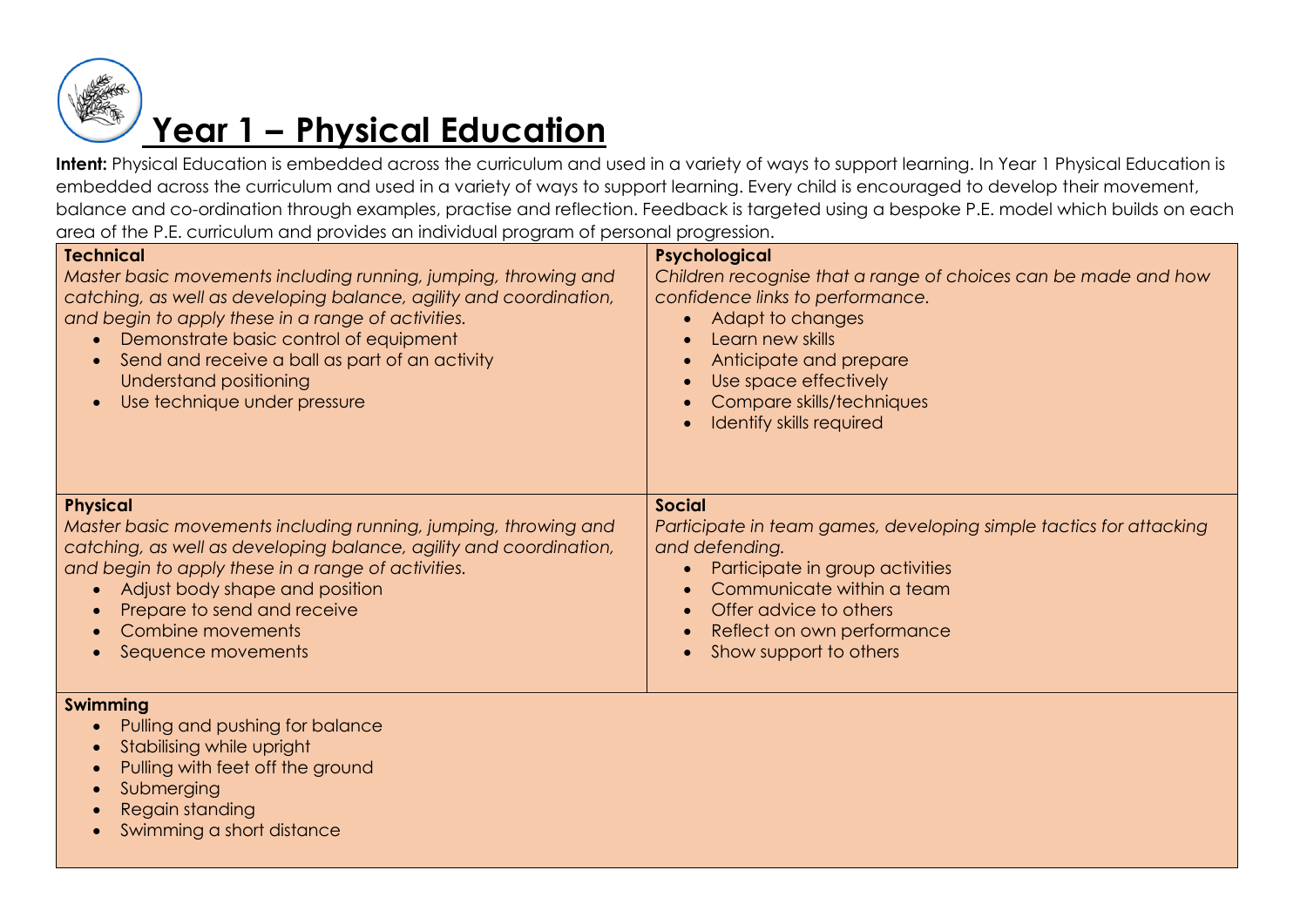# Year 1 – Physical Education

**Intent:** Physical Education is embedded across the curriculum and used in a variety of ways to support learning. In Year 1 Physical Education is embedded across the curriculum and used in a variety of ways to support learning. Every child is encouraged to develop their movement, balance and co-ordination through examples, practise and reflection. Feedback is targeted using a bespoke P.E. model which builds on each area of the P.E. curriculum and provides an individual program of personal progression.

**Technical**

*Master basic movements including running, jumping, throwing and catching, as well as developing balance, agility and coordination, and begin to apply these in a range of activities.*

- Demonstrate basic control of equipment
- Send and receive a ball as part of an activity
  Understand positioning
- Use technique under pressure

**Psychological**

*Children recognise that a range of choices can be made and how confidence links to performance.*

- Adapt to changes
- Learn new skills
- Anticipate and prepare
- Use space effectively
- Compare skills/techniques
- Identify skills required

**Physical**

*Master basic movements including running, jumping, throwing and catching, as well as developing balance, agility and coordination, and begin to apply these in a range of activities.*

- Adjust body shape and position
- Prepare to send and receive
- Combine movements
- Sequence movements

**Social**

*Participate in team games, developing simple tactics for attacking and defending.*

- Participate in group activities
- Communicate within a team
- Offer advice to others
- Reflect on own performance
- Show support to others

**Swimming**

- Pulling and pushing for balance
- Stabilising while upright
- Pulling with feet off the ground
- Submerging
- Regain standing
- Swimming a short distance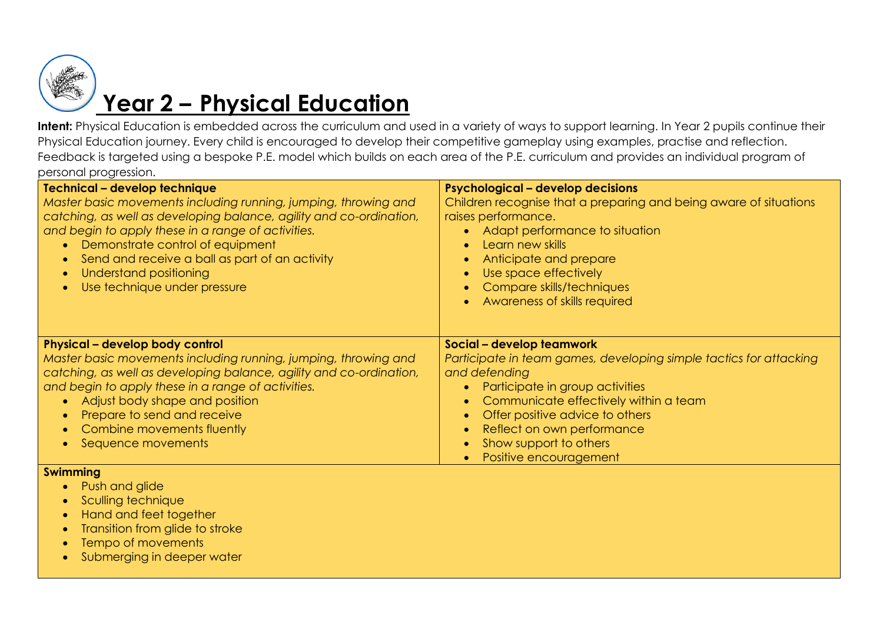# Year 2 – Physical Education

**Intent:** Physical Education is embedded across the curriculum and used in a variety of ways to support learning. In Year 2 pupils continue their Physical Education journey. Every child is encouraged to develop their competitive gameplay using examples, practise and reflection. Feedback is targeted using a bespoke P.E. model which builds on each area of the P.E. curriculum and provides an individual program of personal progression.

**Technical – develop technique**

*Master basic movements including running, jumping, throwing and catching, as well as developing balance, agility and co-ordination, and begin to apply these in a range of activities.*

- Demonstrate control of equipment
- Send and receive a ball as part of an activity
- Understand positioning
- Use technique under pressure

**Psychological – develop decisions**

Children recognise that a preparing and being aware of situations raises performance.

- Adapt performance to situation
- Learn new skills
- Anticipate and prepare
- Use space effectively
- Compare skills/techniques
- Awareness of skills required

**Physical – develop body control**

*Master basic movements including running, jumping, throwing and catching, as well as developing balance, agility and co-ordination, and begin to apply these in a range of activities.*

- Adjust body shape and position
- Prepare to send and receive
- Combine movements fluently
- Sequence movements

**Social – develop teamwork**

*Participate in team games, developing simple tactics for attacking and defending*

- Participate in group activities
- Communicate effectively within a team
- Offer positive advice to others
- Reflect on own performance
- Show support to others
- Positive encouragement

**Swimming**

- Push and glide
- Sculling technique
- Hand and feet together
- Transition from glide to stroke
- Tempo of movements
- Submerging in deeper water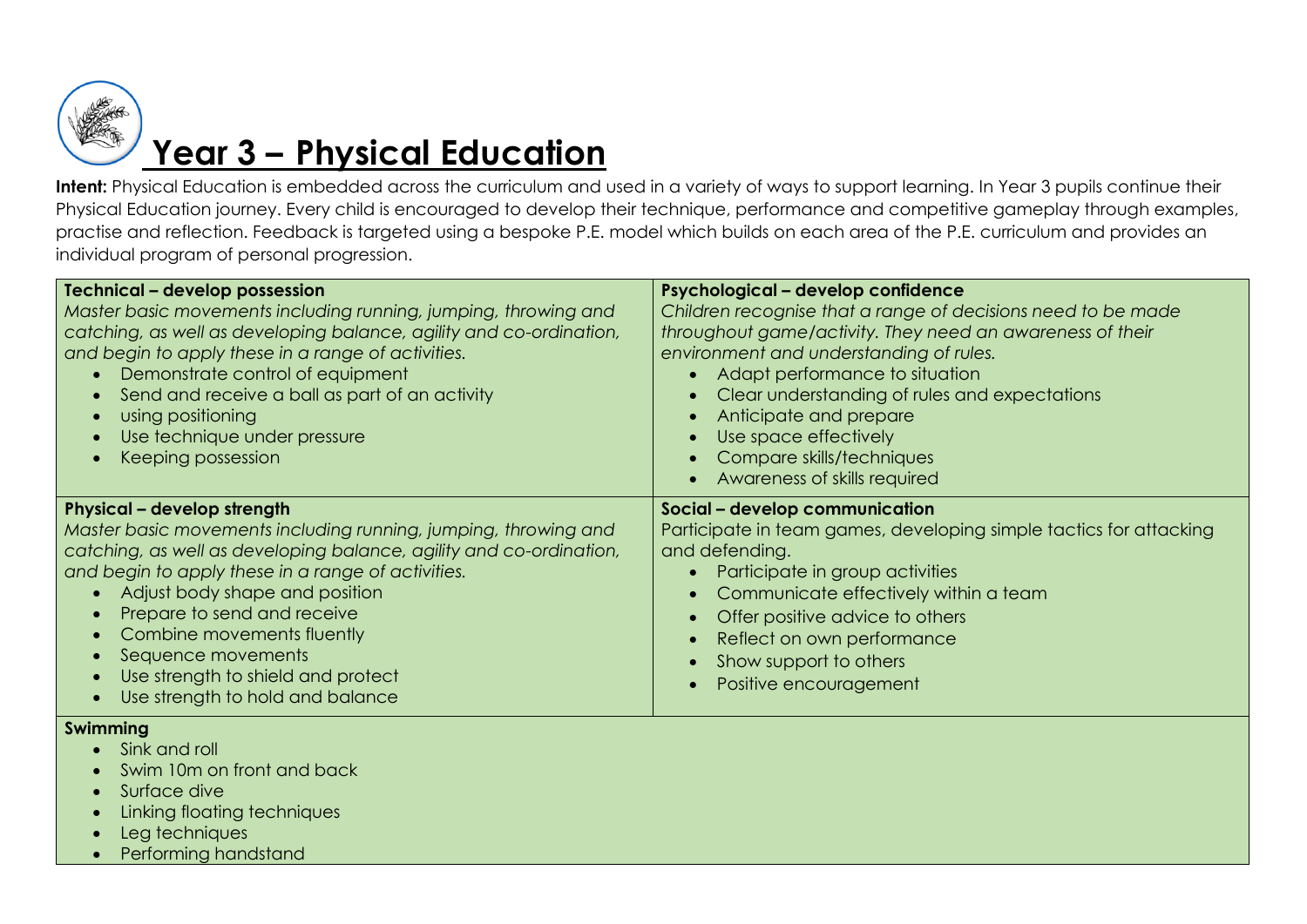# Year 3 – Physical Education

**Intent:** Physical Education is embedded across the curriculum and used in a variety of ways to support learning. In Year 3 pupils continue their Physical Education journey. Every child is encouraged to develop their technique, performance and competitive gameplay through examples, practise and reflection. Feedback is targeted using a bespoke P.E. model which builds on each area of the P.E. curriculum and provides an individual program of personal progression.

**Technical – develop possession**

*Master basic movements including running, jumping, throwing and catching, as well as developing balance, agility and co-ordination, and begin to apply these in a range of activities.*

- Demonstrate control of equipment
- Send and receive a ball as part of an activity
- using positioning
- Use technique under pressure
- Keeping possession

**Psychological – develop confidence**

*Children recognise that a range of decisions need to be made throughout game/activity. They need an awareness of their environment and understanding of rules.*

- Adapt performance to situation
- Clear understanding of rules and expectations
- Anticipate and prepare
- Use space effectively
- Compare skills/techniques
- Awareness of skills required

**Physical – develop strength**

*Master basic movements including running, jumping, throwing and catching, as well as developing balance, agility and co-ordination, and begin to apply these in a range of activities.*

- Adjust body shape and position
- Prepare to send and receive
- Combine movements fluently
- Sequence movements
- Use strength to shield and protect
- Use strength to hold and balance

**Social – develop communication**

Participate in team games, developing simple tactics for attacking and defending.

- Participate in group activities
- Communicate effectively within a team
- Offer positive advice to others
- Reflect on own performance
- Show support to others
- Positive encouragement

**Swimming**

- Sink and roll
- Swim 10m on front and back
- Surface dive
- Linking floating techniques
- Leg techniques
- Performing handstand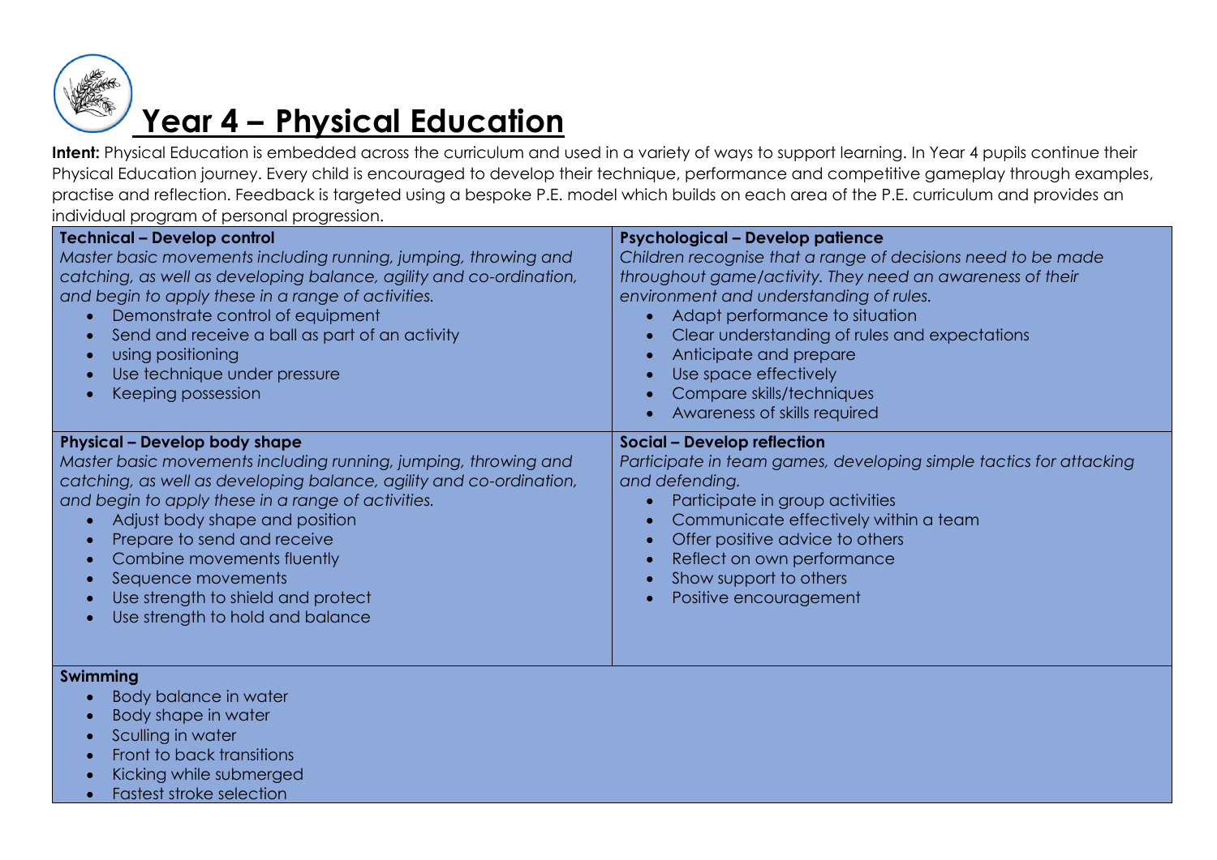# Year 4 – Physical Education

**Intent:** Physical Education is embedded across the curriculum and used in a variety of ways to support learning. In Year 4 pupils continue their Physical Education journey. Every child is encouraged to develop their technique, performance and competitive gameplay through examples, practise and reflection. Feedback is targeted using a bespoke P.E. model which builds on each area of the P.E. curriculum and provides an individual program of personal progression.

**Technical – Develop control**

*Master basic movements including running, jumping, throwing and catching, as well as developing balance, agility and co-ordination, and begin to apply these in a range of activities.*

- Demonstrate control of equipment
- Send and receive a ball as part of an activity
- using positioning
- Use technique under pressure
- Keeping possession

**Psychological – Develop patience**

*Children recognise that a range of decisions need to be made throughout game/activity. They need an awareness of their environment and understanding of rules.*

- Adapt performance to situation
- Clear understanding of rules and expectations
- Anticipate and prepare
- Use space effectively
- Compare skills/techniques
- Awareness of skills required

**Physical – Develop body shape**

*Master basic movements including running, jumping, throwing and catching, as well as developing balance, agility and co-ordination, and begin to apply these in a range of activities.*

- Adjust body shape and position
- Prepare to send and receive
- Combine movements fluently
- Sequence movements
- Use strength to shield and protect
- Use strength to hold and balance

**Social – Develop reflection**

*Participate in team games, developing simple tactics for attacking and defending.*

- Participate in group activities
- Communicate effectively within a team
- Offer positive advice to others
- Reflect on own performance
- Show support to others
- Positive encouragement

**Swimming**

- Body balance in water
- Body shape in water
- Sculling in water
- Front to back transitions
- Kicking while submerged
- Fastest stroke selection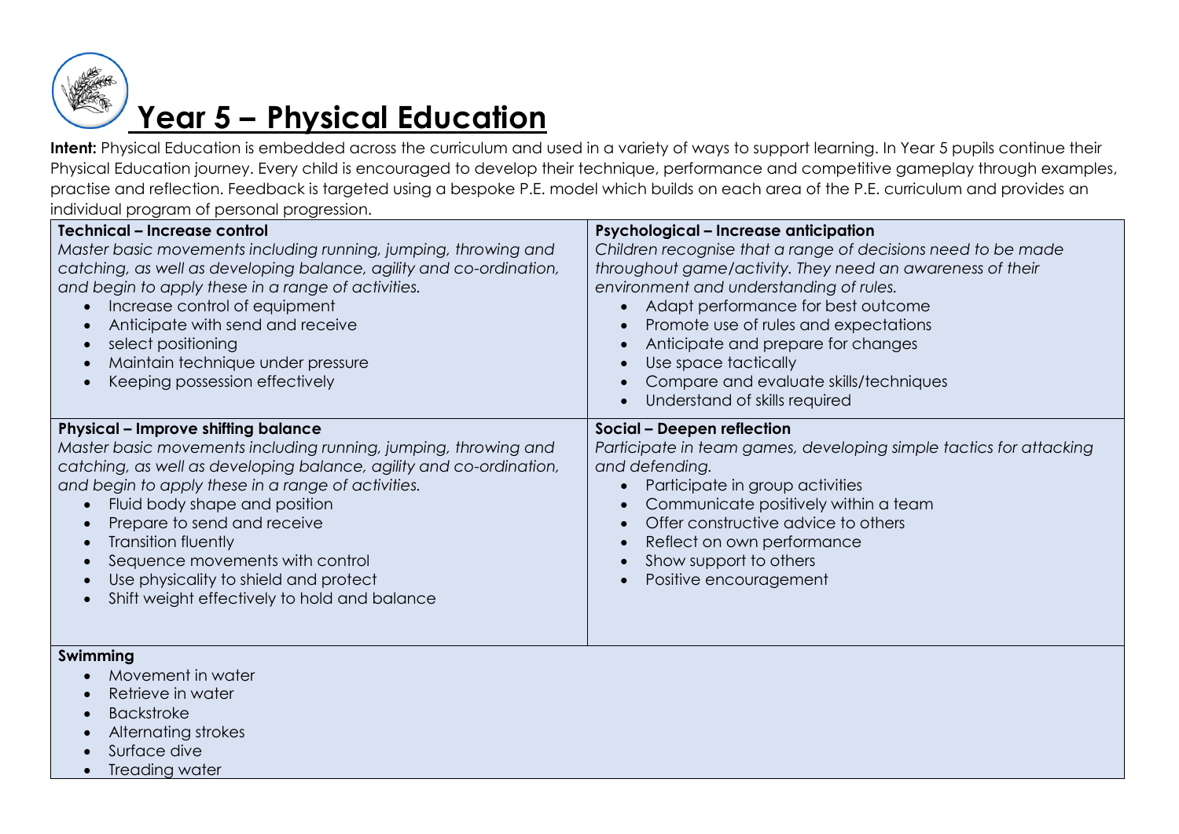# Year 5 – Physical Education

**Intent:** Physical Education is embedded across the curriculum and used in a variety of ways to support learning. In Year 5 pupils continue their Physical Education journey. Every child is encouraged to develop their technique, performance and competitive gameplay through examples, practise and reflection. Feedback is targeted using a bespoke P.E. model which builds on each area of the P.E. curriculum and provides an individual program of personal progression.

**Technical – Increase control**

*Master basic movements including running, jumping, throwing and catching, as well as developing balance, agility and co-ordination, and begin to apply these in a range of activities.*

- Increase control of equipment
- Anticipate with send and receive
- select positioning
- Maintain technique under pressure
- Keeping possession effectively

**Psychological – Increase anticipation**

*Children recognise that a range of decisions need to be made throughout game/activity. They need an awareness of their environment and understanding of rules.*

- Adapt performance for best outcome
- Promote use of rules and expectations
- Anticipate and prepare for changes
- Use space tactically
- Compare and evaluate skills/techniques
- Understand of skills required

**Physical – Improve shifting balance**

*Master basic movements including running, jumping, throwing and catching, as well as developing balance, agility and co-ordination, and begin to apply these in a range of activities.*

- Fluid body shape and position
- Prepare to send and receive
- Transition fluently
- Sequence movements with control
- Use physicality to shield and protect
- Shift weight effectively to hold and balance

**Social – Deepen reflection**

*Participate in team games, developing simple tactics for attacking and defending.*

- Participate in group activities
- Communicate positively within a team
- Offer constructive advice to others
- Reflect on own performance
- Show support to others
- Positive encouragement

**Swimming**

- Movement in water
- Retrieve in water
- Backstroke
- Alternating strokes
- Surface dive
- Treading water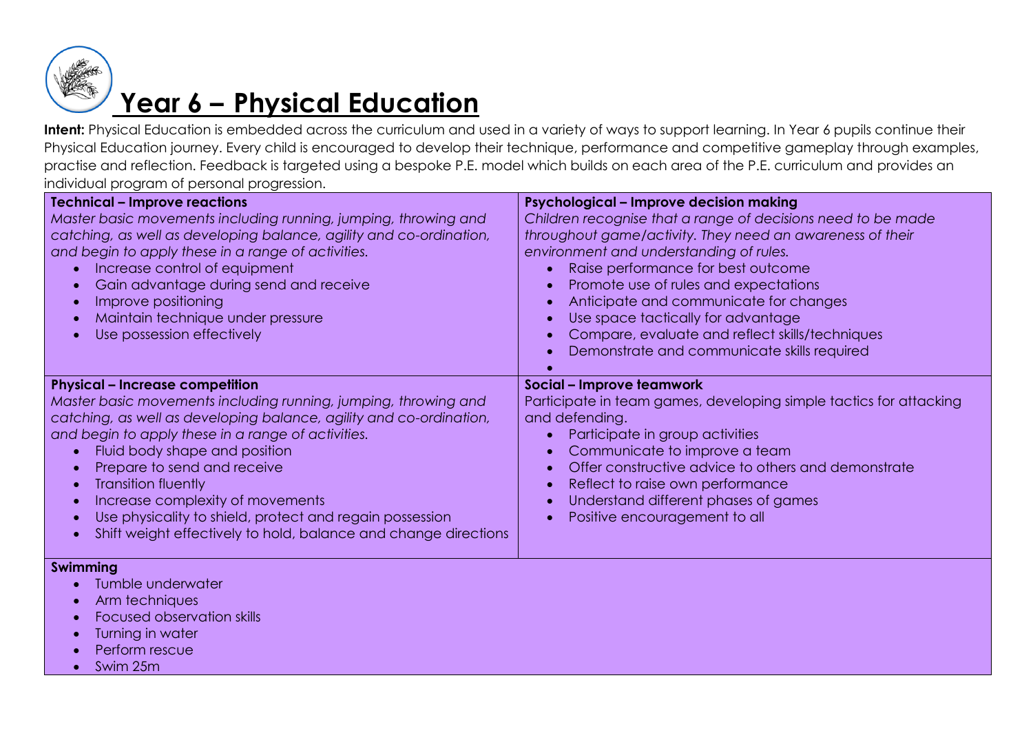# Year 6 – Physical Education

**Intent:** Physical Education is embedded across the curriculum and used in a variety of ways to support learning. In Year 6 pupils continue their Physical Education journey. Every child is encouraged to develop their technique, performance and competitive gameplay through examples, practise and reflection. Feedback is targeted using a bespoke P.E. model which builds on each area of the P.E. curriculum and provides an individual program of personal progression.

**Technical – Improve reactions**

*Master basic movements including running, jumping, throwing and catching, as well as developing balance, agility and co-ordination, and begin to apply these in a range of activities.*

- Increase control of equipment
- Gain advantage during send and receive
- Improve positioning
- Maintain technique under pressure
- Use possession effectively

**Psychological – Improve decision making**

*Children recognise that a range of decisions need to be made throughout game/activity. They need an awareness of their environment and understanding of rules.*

- Raise performance for best outcome
- Promote use of rules and expectations
- Anticipate and communicate for changes
- Use space tactically for advantage
- Compare, evaluate and reflect skills/techniques
- Demonstrate and communicate skills required

**Physical – Increase competition**

*Master basic movements including running, jumping, throwing and catching, as well as developing balance, agility and co-ordination, and begin to apply these in a range of activities.*

- Fluid body shape and position
- Prepare to send and receive
- Transition fluently
- Increase complexity of movements
- Use physicality to shield, protect and regain possession
- Shift weight effectively to hold, balance and change directions

**Social – Improve teamwork**

Participate in team games, developing simple tactics for attacking and defending.

- Participate in group activities
- Communicate to improve a team
- Offer constructive advice to others and demonstrate
- Reflect to raise own performance
- Understand different phases of games
- Positive encouragement to all

**Swimming**

- Tumble underwater
- Arm techniques
- Focused observation skills
- Turning in water
- Perform rescue
- Swim 25m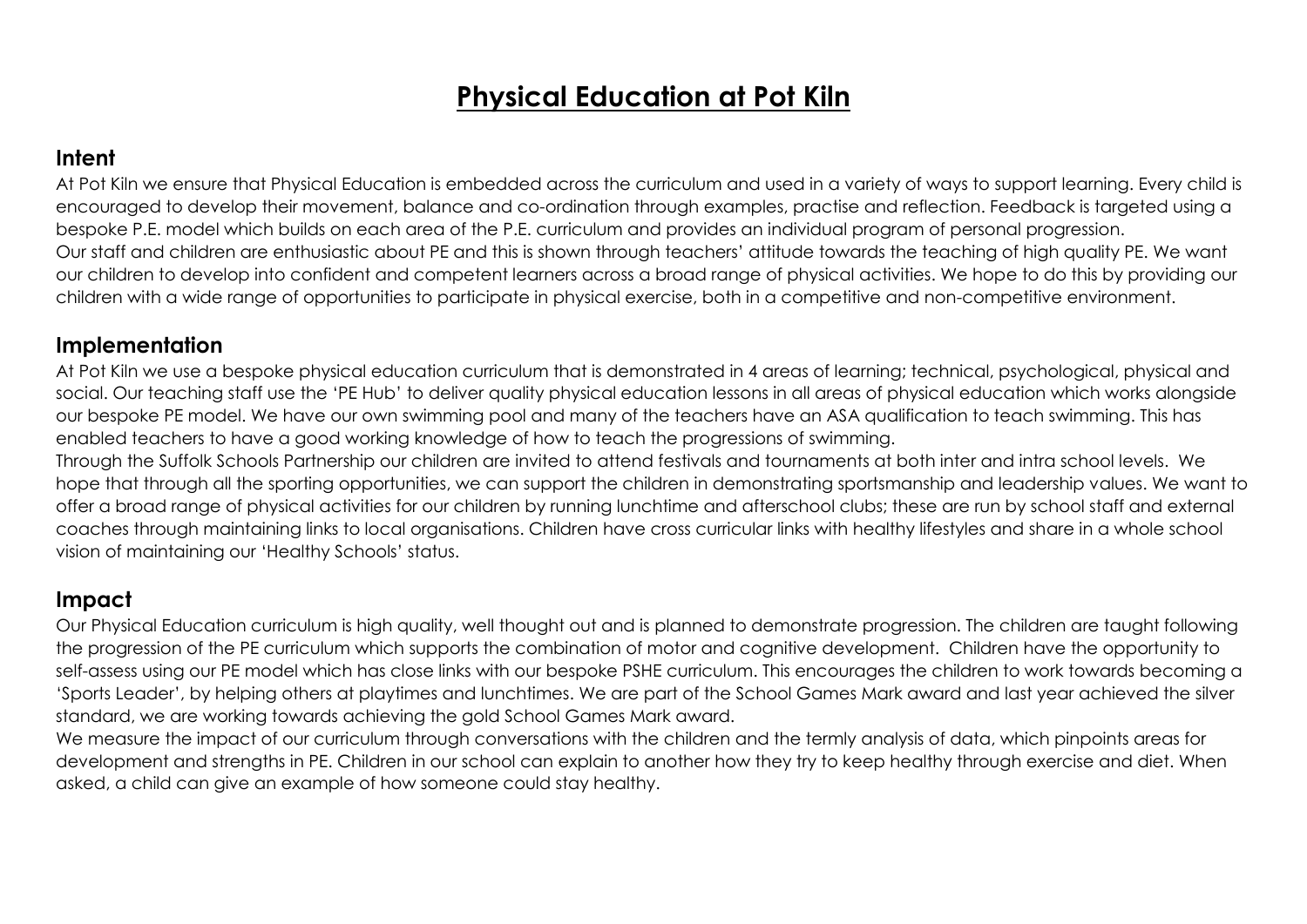# **Physical Education at Pot Kiln**

## Intent

At Pot Kiln we ensure that Physical Education is embedded across the curriculum and used in a variety of ways to support learning. Every child is encouraged to develop their movement, balance and co-ordination through examples, practise and reflection. Feedback is targeted using a bespoke P.E. model which builds on each area of the P.E. curriculum and provides an individual program of personal progression.
Our staff and children are enthusiastic about PE and this is shown through teachers' attitude towards the teaching of high quality PE. We want our children to develop into confident and competent learners across a broad range of physical activities. We hope to do this by providing our children with a wide range of opportunities to participate in physical exercise, both in a competitive and non-competitive environment.

## Implementation

At Pot Kiln we use a bespoke physical education curriculum that is demonstrated in 4 areas of learning; technical, psychological, physical and social. Our teaching staff use the 'PE Hub' to deliver quality physical education lessons in all areas of physical education which works alongside our bespoke PE model. We have our own swimming pool and many of the teachers have an ASA qualification to teach swimming. This has enabled teachers to have a good working knowledge of how to teach the progressions of swimming.
Through the Suffolk Schools Partnership our children are invited to attend festivals and tournaments at both inter and intra school levels. We hope that through all the sporting opportunities, we can support the children in demonstrating sportsmanship and leadership values. We want to offer a broad range of physical activities for our children by running lunchtime and afterschool clubs; these are run by school staff and external coaches through maintaining links to local organisations. Children have cross curricular links with healthy lifestyles and share in a whole school vision of maintaining our 'Healthy Schools' status.

## Impact

Our Physical Education curriculum is high quality, well thought out and is planned to demonstrate progression. The children are taught following the progression of the PE curriculum which supports the combination of motor and cognitive development. Children have the opportunity to self-assess using our PE model which has close links with our bespoke PSHE curriculum. This encourages the children to work towards becoming a 'Sports Leader', by helping others at playtimes and lunchtimes. We are part of the School Games Mark award and last year achieved the silver standard, we are working towards achieving the gold School Games Mark award.
We measure the impact of our curriculum through conversations with the children and the termly analysis of data, which pinpoints areas for development and strengths in PE. Children in our school can explain to another how they try to keep healthy through exercise and diet. When asked, a child can give an example of how someone could stay healthy.